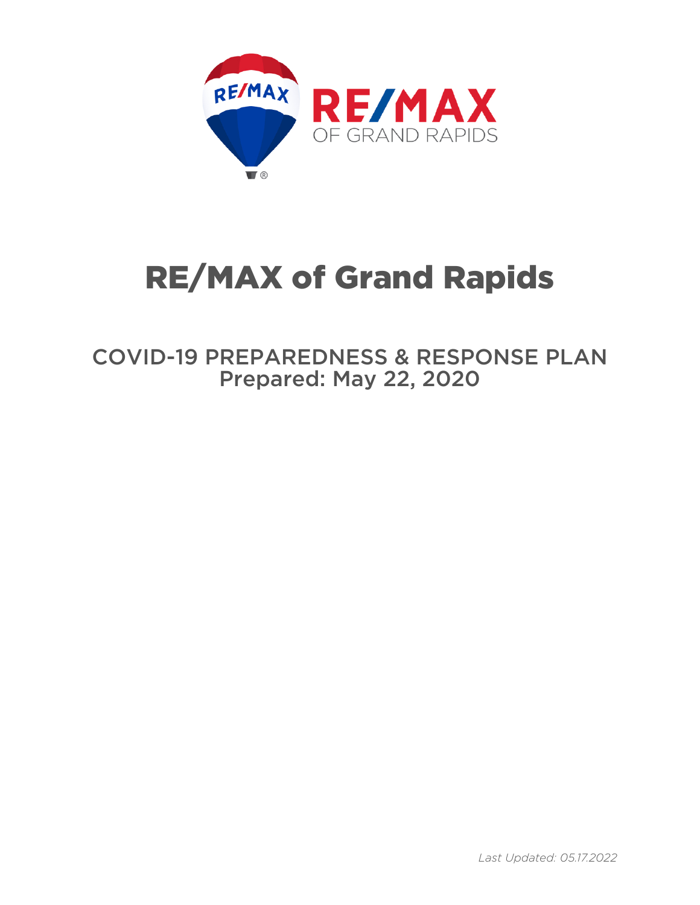# RE/MAX of Grand Rapids

## COVID-19 PREPAREDNESS & RESPONSE PLAN
Prepared: May 22, 2020

*Last Updated: 05.17.2022*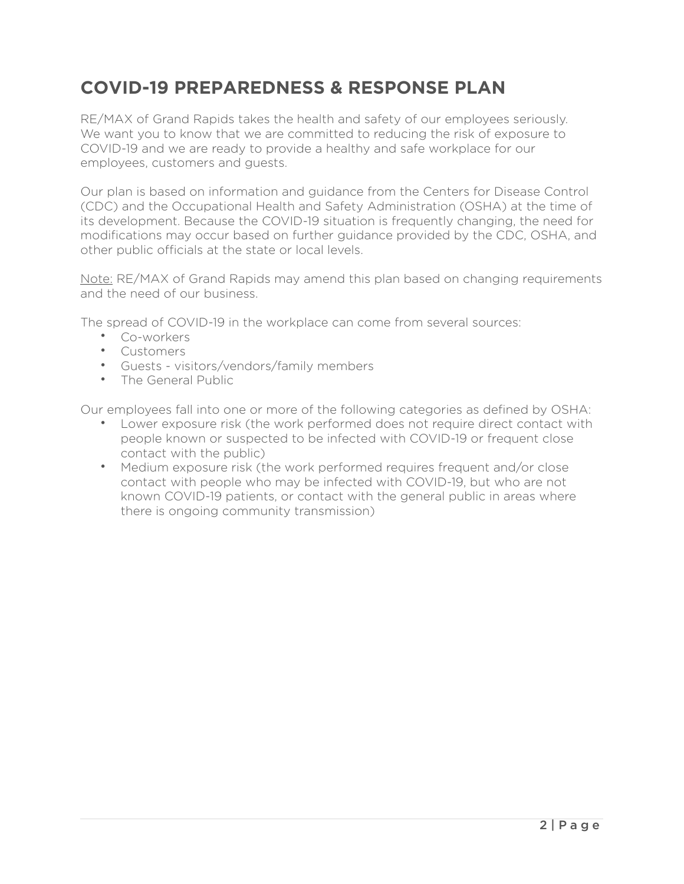# COVID-19 PREPAREDNESS & RESPONSE PLAN

RE/MAX of Grand Rapids takes the health and safety of our employees seriously. We want you to know that we are committed to reducing the risk of exposure to COVID-19 and we are ready to provide a healthy and safe workplace for our employees, customers and guests.

Our plan is based on information and guidance from the Centers for Disease Control (CDC) and the Occupational Health and Safety Administration (OSHA) at the time of its development. Because the COVID-19 situation is frequently changing, the need for modifications may occur based on further guidance provided by the CDC, OSHA, and other public officials at the state or local levels.

<u>Note:</u> RE/MAX of Grand Rapids may amend this plan based on changing requirements and the need of our business.

The spread of COVID-19 in the workplace can come from several sources:

- Co-workers
- Customers
- Guests - visitors/vendors/family members
- The General Public

Our employees fall into one or more of the following categories as defined by OSHA:

- Lower exposure risk (the work performed does not require direct contact with people known or suspected to be infected with COVID-19 or frequent close contact with the public)
- Medium exposure risk (the work performed requires frequent and/or close contact with people who may be infected with COVID-19, but who are not known COVID-19 patients, or contact with the general public in areas where there is ongoing community transmission)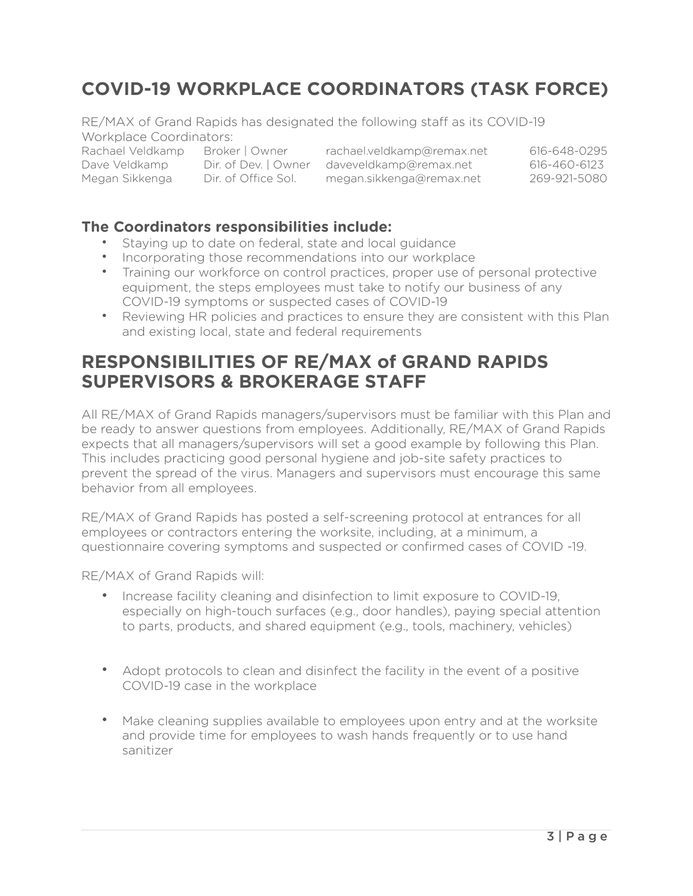## COVID-19 WORKPLACE COORDINATORS (TASK FORCE)

RE/MAX of Grand Rapids has designated the following staff as its COVID-19 Workplace Coordinators:

| | | | |
|---|---|---|---|
| Rachael Veldkamp | Broker \| Owner | rachael.veldkamp@remax.net | 616-648-0295 |
| Dave Veldkamp | Dir. of Dev. \| Owner | daveveldkamp@remax.net | 616-460-6123 |
| Megan Sikkenga | Dir. of Office Sol. | megan.sikkenga@remax.net | 269-921-5080 |

### The Coordinators responsibilities include:

- Staying up to date on federal, state and local guidance
- Incorporating those recommendations into our workplace
- Training our workforce on control practices, proper use of personal protective equipment, the steps employees must take to notify our business of any COVID-19 symptoms or suspected cases of COVID-19
- Reviewing HR policies and practices to ensure they are consistent with this Plan and existing local, state and federal requirements

## RESPONSIBILITIES OF RE/MAX of GRAND RAPIDS SUPERVISORS & BROKERAGE STAFF

All RE/MAX of Grand Rapids managers/supervisors must be familiar with this Plan and be ready to answer questions from employees. Additionally, RE/MAX of Grand Rapids expects that all managers/supervisors will set a good example by following this Plan. This includes practicing good personal hygiene and job-site safety practices to prevent the spread of the virus. Managers and supervisors must encourage this same behavior from all employees.

RE/MAX of Grand Rapids has posted a self-screening protocol at entrances for all employees or contractors entering the worksite, including, at a minimum, a questionnaire covering symptoms and suspected or confirmed cases of COVID -19.

RE/MAX of Grand Rapids will:

- Increase facility cleaning and disinfection to limit exposure to COVID-19, especially on high-touch surfaces (e.g., door handles), paying special attention to parts, products, and shared equipment (e.g., tools, machinery, vehicles)
- Adopt protocols to clean and disinfect the facility in the event of a positive COVID-19 case in the workplace
- Make cleaning supplies available to employees upon entry and at the worksite and provide time for employees to wash hands frequently or to use hand sanitizer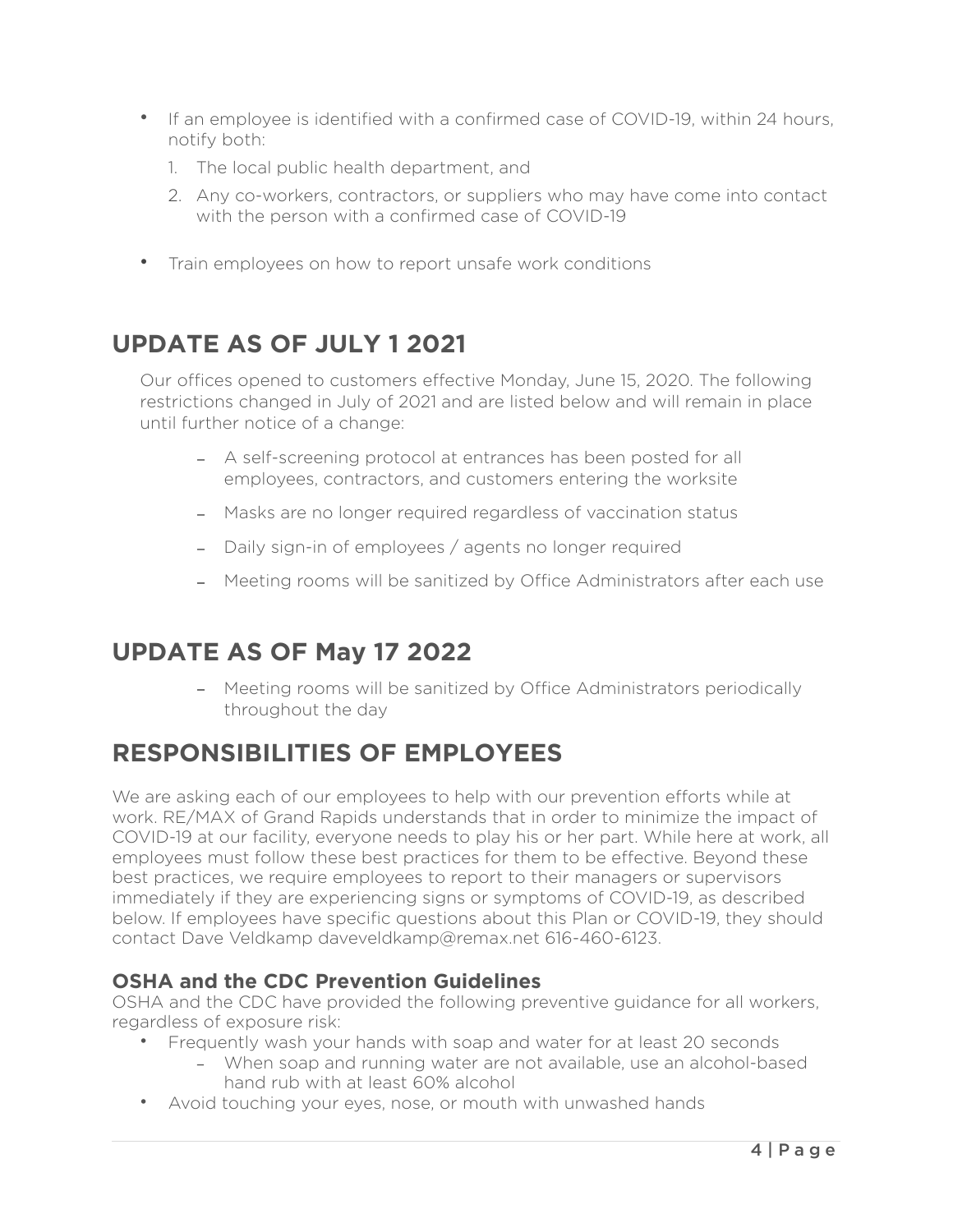- If an employee is identified with a confirmed case of COVID-19, within 24 hours, notify both:
  1. The local public health department, and
  2. Any co-workers, contractors, or suppliers who may have come into contact with the person with a confirmed case of COVID-19

- Train employees on how to report unsafe work conditions

## UPDATE AS OF JULY 1 2021

Our offices opened to customers effective Monday, June 15, 2020. The following restrictions changed in July of 2021 and are listed below and will remain in place until further notice of a change:

- A self-screening protocol at entrances has been posted for all employees, contractors, and customers entering the worksite
- Masks are no longer required regardless of vaccination status
- Daily sign-in of employees / agents no longer required
- Meeting rooms will be sanitized by Office Administrators after each use

## UPDATE AS OF May 17 2022

- Meeting rooms will be sanitized by Office Administrators periodically throughout the day

## RESPONSIBILITIES OF EMPLOYEES

We are asking each of our employees to help with our prevention efforts while at work. RE/MAX of Grand Rapids understands that in order to minimize the impact of COVID-19 at our facility, everyone needs to play his or her part. While here at work, all employees must follow these best practices for them to be effective. Beyond these best practices, we require employees to report to their managers or supervisors immediately if they are experiencing signs or symptoms of COVID-19, as described below. If employees have specific questions about this Plan or COVID-19, they should contact Dave Veldkamp daveveldkamp@remax.net 616-460-6123.

### OSHA and the CDC Prevention Guidelines

OSHA and the CDC have provided the following preventive guidance for all workers, regardless of exposure risk:

- Frequently wash your hands with soap and water for at least 20 seconds
  - When soap and running water are not available, use an alcohol-based hand rub with at least 60% alcohol
- Avoid touching your eyes, nose, or mouth with unwashed hands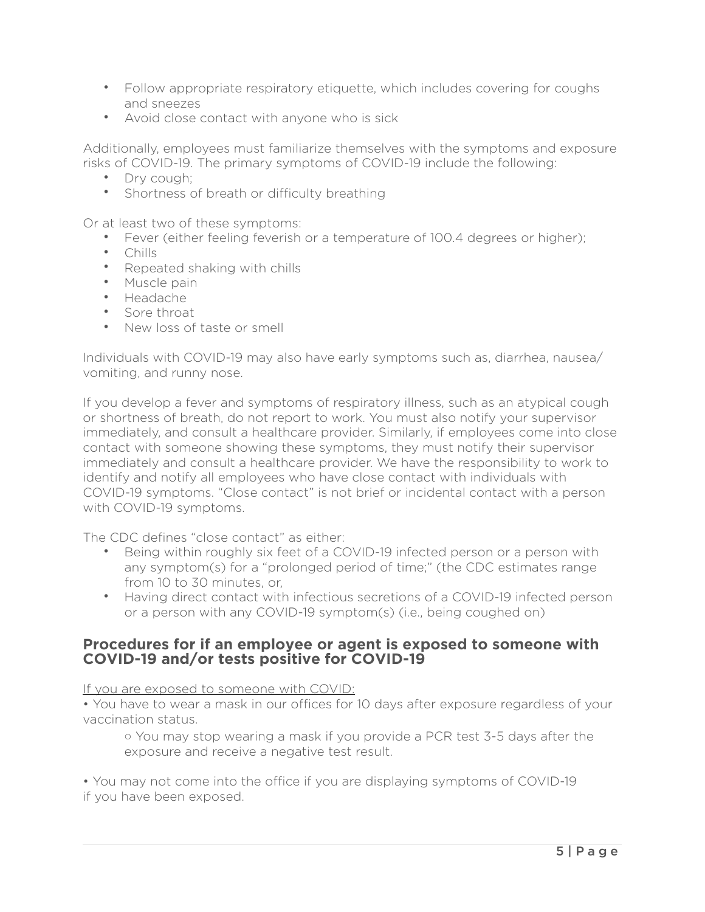- Follow appropriate respiratory etiquette, which includes covering for coughs and sneezes
- Avoid close contact with anyone who is sick

Additionally, employees must familiarize themselves with the symptoms and exposure risks of COVID-19. The primary symptoms of COVID-19 include the following:

- Dry cough;
- Shortness of breath or difficulty breathing

Or at least two of these symptoms:

- Fever (either feeling feverish or a temperature of 100.4 degrees or higher);
- Chills
- Repeated shaking with chills
- Muscle pain
- Headache
- Sore throat
- New loss of taste or smell

Individuals with COVID-19 may also have early symptoms such as, diarrhea, nausea/vomiting, and runny nose.

If you develop a fever and symptoms of respiratory illness, such as an atypical cough or shortness of breath, do not report to work. You must also notify your supervisor immediately, and consult a healthcare provider. Similarly, if employees come into close contact with someone showing these symptoms, they must notify their supervisor immediately and consult a healthcare provider. We have the responsibility to work to identify and notify all employees who have close contact with individuals with COVID-19 symptoms. "Close contact" is not brief or incidental contact with a person with COVID-19 symptoms.

The CDC defines "close contact" as either:

- Being within roughly six feet of a COVID-19 infected person or a person with any symptom(s) for a "prolonged period of time;" (the CDC estimates range from 10 to 30 minutes, or,
- Having direct contact with infectious secretions of a COVID-19 infected person or a person with any COVID-19 symptom(s) (i.e., being coughed on)

## Procedures for if an employee or agent is exposed to someone with COVID-19 and/or tests positive for COVID-19

<u>If you are exposed to someone with COVID:</u>

- You have to wear a mask in our offices for 10 days after exposure regardless of your vaccination status.
  - You may stop wearing a mask if you provide a PCR test 3-5 days after the exposure and receive a negative test result.

- You may not come into the office if you are displaying symptoms of COVID-19 if you have been exposed.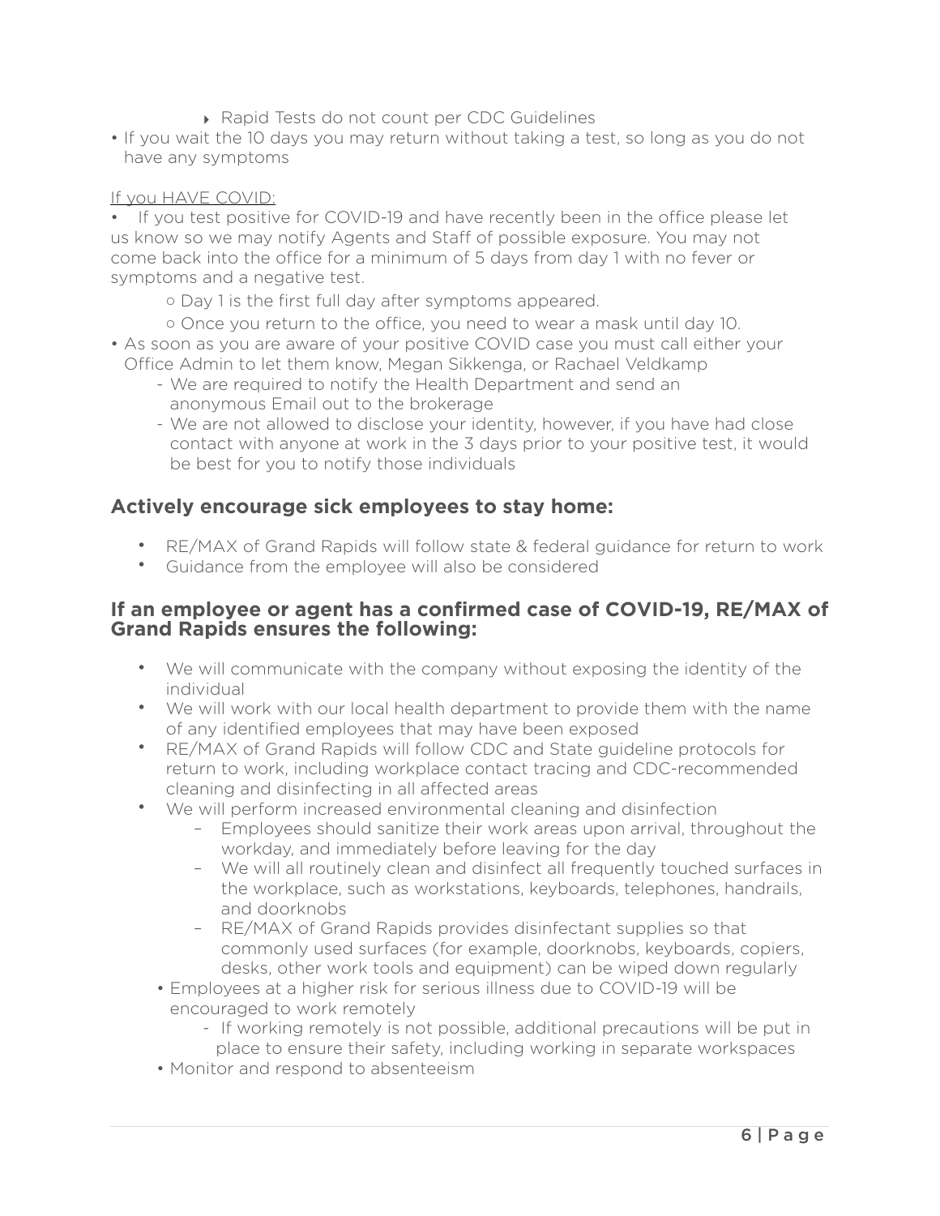- Rapid Tests do not count per CDC Guidelines

- If you wait the 10 days you may return without taking a test, so long as you do not have any symptoms

<u>If you HAVE COVID:</u>

- If you test positive for COVID-19 and have recently been in the office please let us know so we may notify Agents and Staff of possible exposure. You may not come back into the office for a minimum of 5 days from day 1 with no fever or symptoms and a negative test.
  - Day 1 is the first full day after symptoms appeared.
  - Once you return to the office, you need to wear a mask until day 10.
- As soon as you are aware of your positive COVID case you must call either your Office Admin to let them know, Megan Sikkenga, or Rachael Veldkamp
  - We are required to notify the Health Department and send an anonymous Email out to the brokerage
  - We are not allowed to disclose your identity, however, if you have had close contact with anyone at work in the 3 days prior to your positive test, it would be best for you to notify those individuals

## Actively encourage sick employees to stay home:

- RE/MAX of Grand Rapids will follow state & federal guidance for return to work
- Guidance from the employee will also be considered

## If an employee or agent has a confirmed case of COVID-19, RE/MAX of Grand Rapids ensures the following:

- We will communicate with the company without exposing the identity of the individual
- We will work with our local health department to provide them with the name of any identified employees that may have been exposed
- RE/MAX of Grand Rapids will follow CDC and State guideline protocols for return to work, including workplace contact tracing and CDC-recommended cleaning and disinfecting in all affected areas
- We will perform increased environmental cleaning and disinfection
  - Employees should sanitize their work areas upon arrival, throughout the workday, and immediately before leaving for the day
  - We will all routinely clean and disinfect all frequently touched surfaces in the workplace, such as workstations, keyboards, telephones, handrails, and doorknobs
  - RE/MAX of Grand Rapids provides disinfectant supplies so that commonly used surfaces (for example, doorknobs, keyboards, copiers, desks, other work tools and equipment) can be wiped down regularly
- Employees at a higher risk for serious illness due to COVID-19 will be encouraged to work remotely
  - If working remotely is not possible, additional precautions will be put in place to ensure their safety, including working in separate workspaces
- Monitor and respond to absenteeism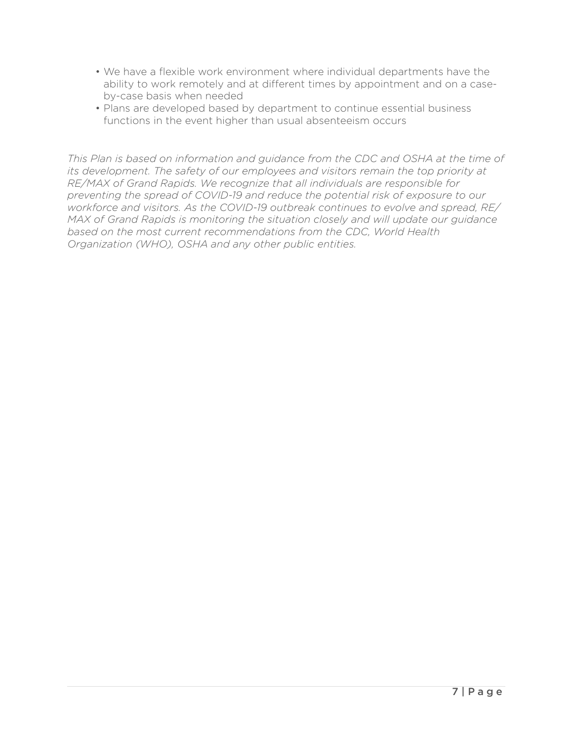- We have a flexible work environment where individual departments have the ability to work remotely and at different times by appointment and on a case-by-case basis when needed
- Plans are developed based by department to continue essential business functions in the event higher than usual absenteeism occurs

*This Plan is based on information and guidance from the CDC and OSHA at the time of its development. The safety of our employees and visitors remain the top priority at RE/MAX of Grand Rapids. We recognize that all individuals are responsible for preventing the spread of COVID-19 and reduce the potential risk of exposure to our workforce and visitors. As the COVID-19 outbreak continues to evolve and spread, RE/MAX of Grand Rapids is monitoring the situation closely and will update our guidance based on the most current recommendations from the CDC, World Health Organization (WHO), OSHA and any other public entities.*